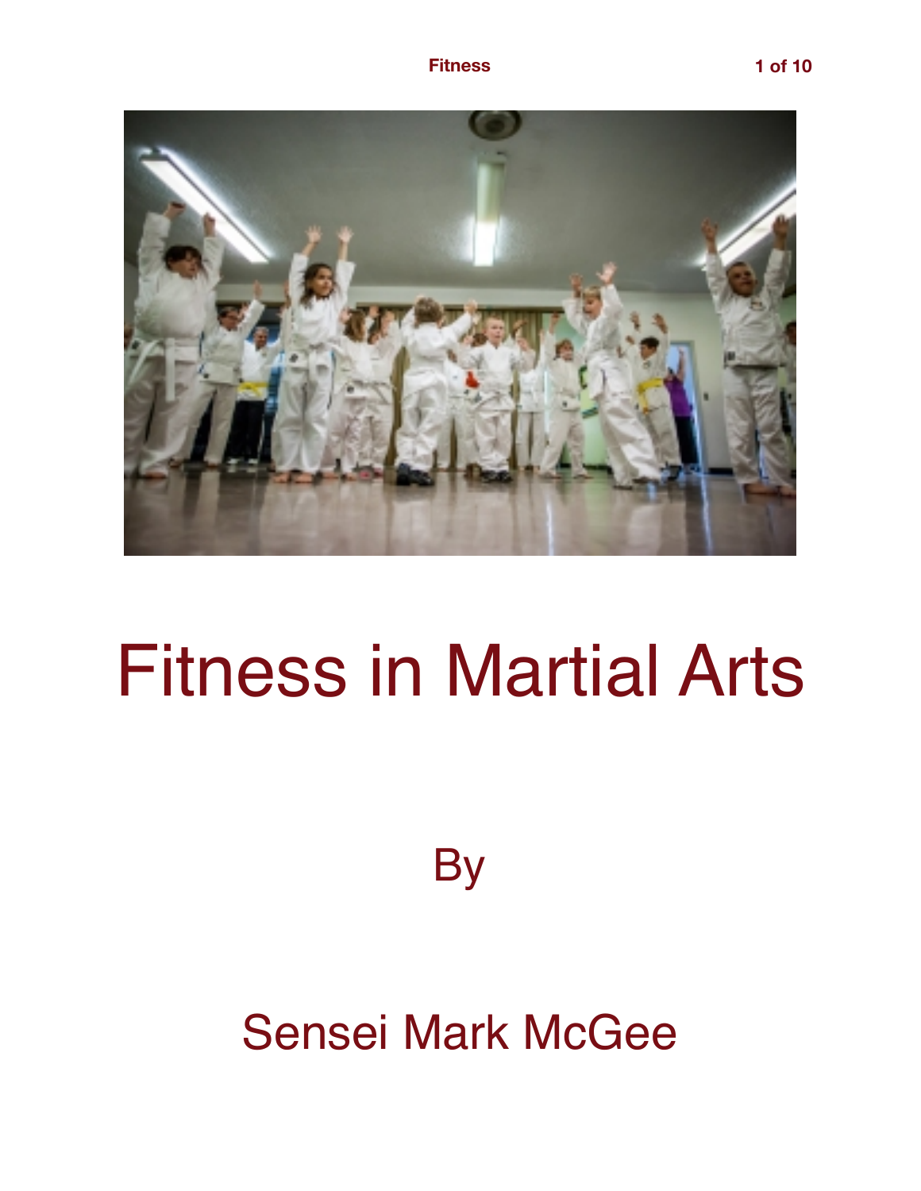# Fitness in Martial Arts

By

Sensei Mark McGee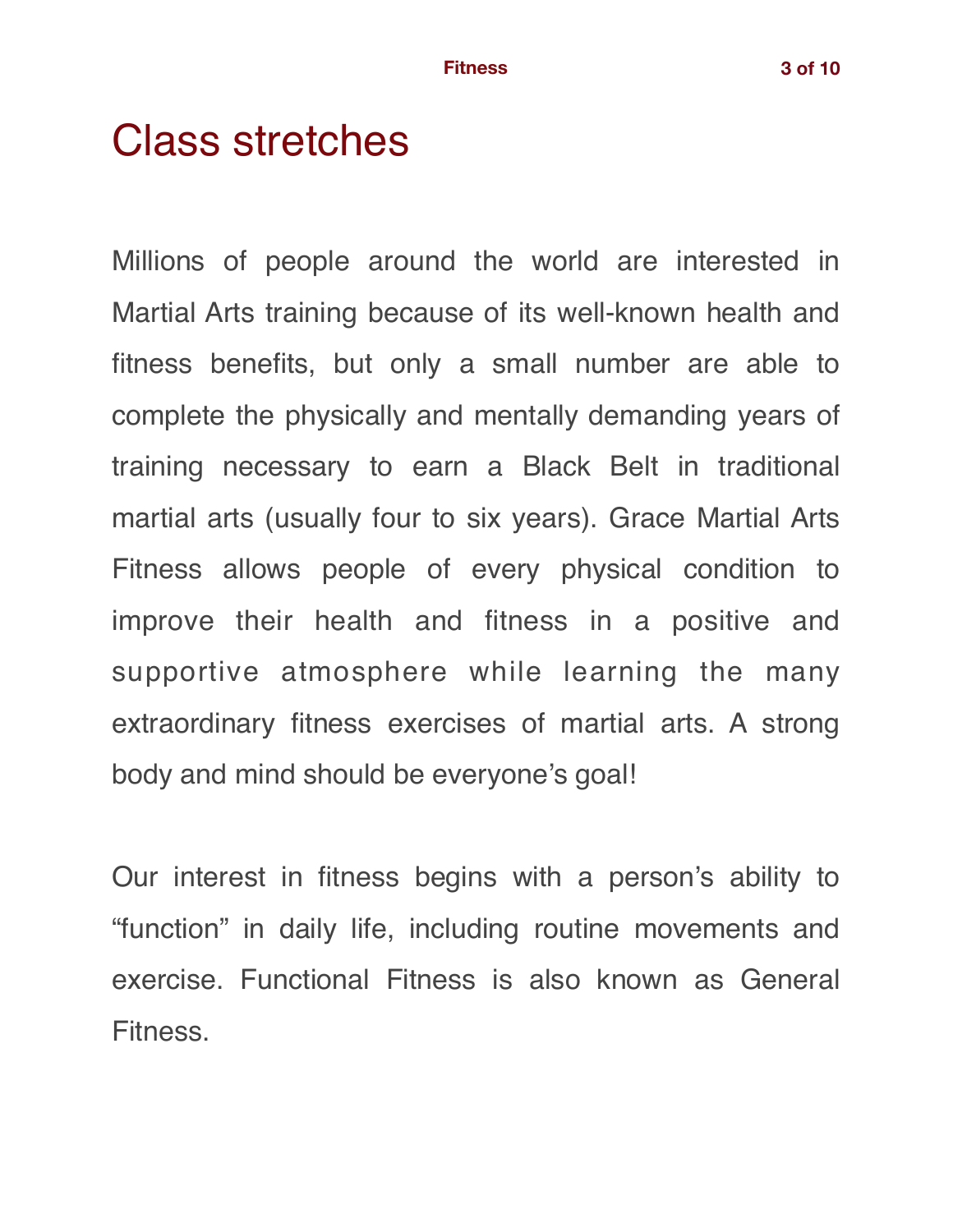# Class stretches

Millions of people around the world are interested in Martial Arts training because of its well-known health and fitness benefits, but only a small number are able to complete the physically and mentally demanding years of training necessary to earn a Black Belt in traditional martial arts (usually four to six years). Grace Martial Arts Fitness allows people of every physical condition to improve their health and fitness in a positive and supportive atmosphere while learning the many extraordinary fitness exercises of martial arts. A strong body and mind should be everyone's goal!

Our interest in fitness begins with a person's ability to "function" in daily life, including routine movements and exercise. Functional Fitness is also known as General Fitness.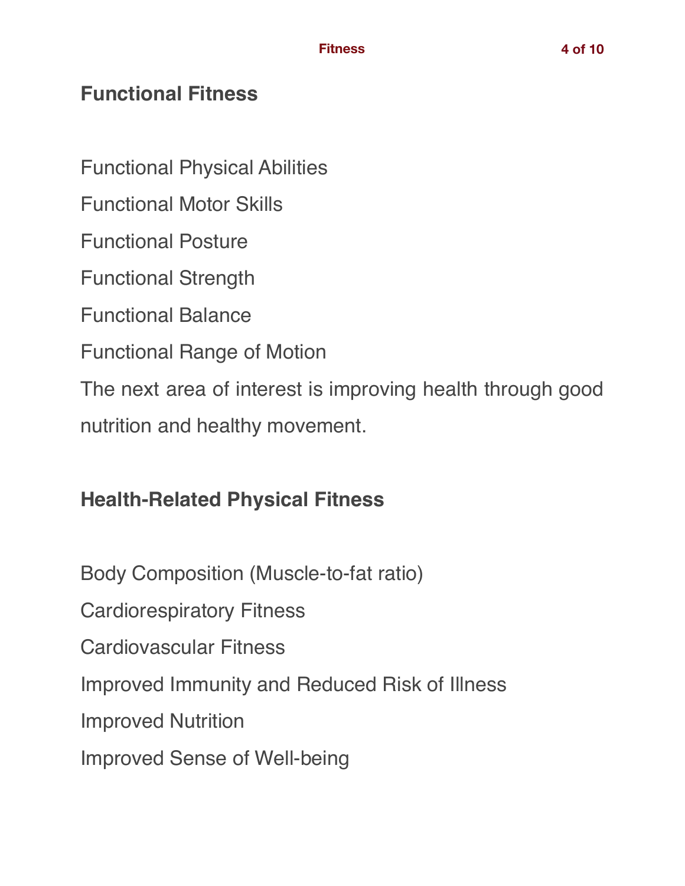## Functional Fitness

Functional Physical Abilities

Functional Motor Skills

Functional Posture

Functional Strength

Functional Balance

Functional Range of Motion

The next area of interest is improving health through good nutrition and healthy movement.

## Health-Related Physical Fitness

Body Composition (Muscle-to-fat ratio)

Cardiorespiratory Fitness

Cardiovascular Fitness

Improved Immunity and Reduced Risk of Illness

Improved Nutrition

Improved Sense of Well-being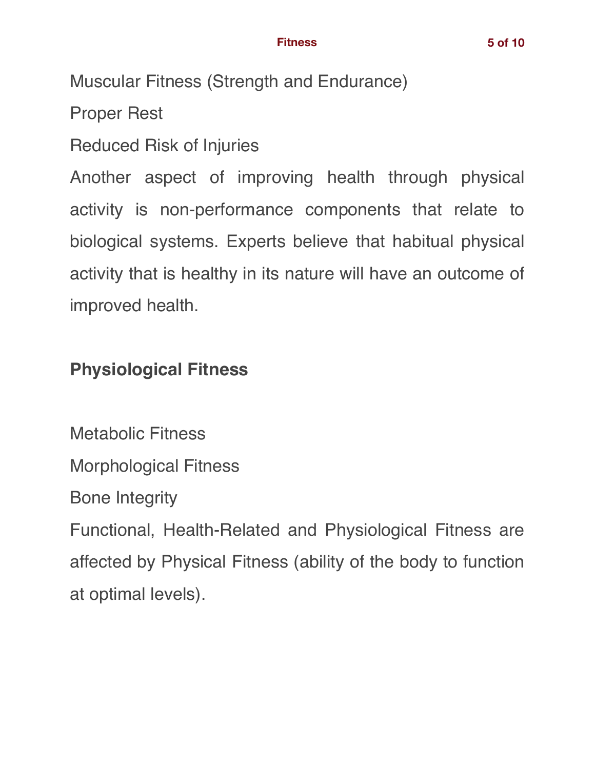Muscular Fitness (Strength and Endurance)

Proper Rest

Reduced Risk of Injuries

Another aspect of improving health through physical activity is non-performance components that relate to biological systems. Experts believe that habitual physical activity that is healthy in its nature will have an outcome of improved health.

## Physiological Fitness

Metabolic Fitness

Morphological Fitness

Bone Integrity

Functional, Health-Related and Physiological Fitness are affected by Physical Fitness (ability of the body to function at optimal levels).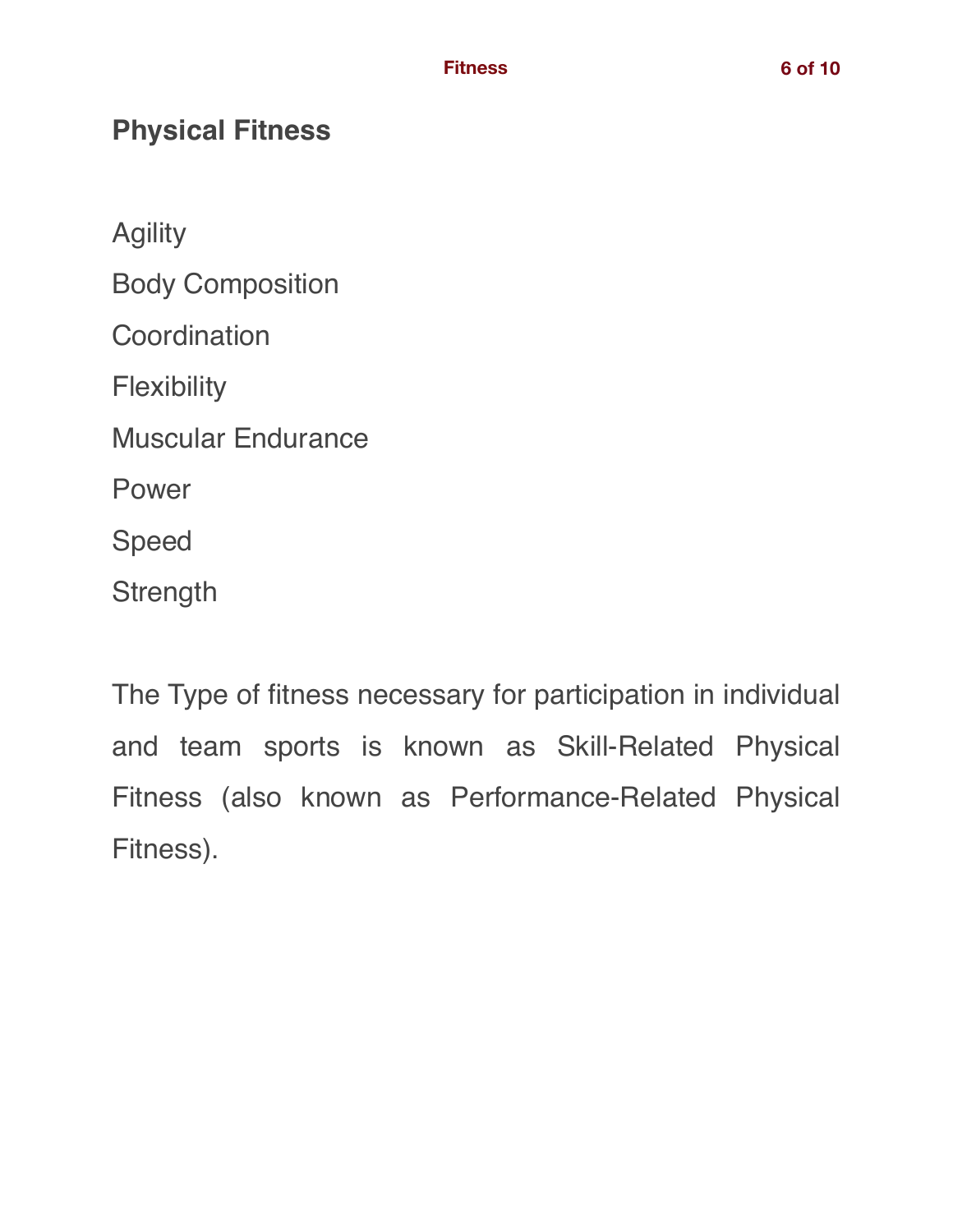## Physical Fitness

Agility

Body Composition

Coordination

Flexibility

Muscular Endurance

Power

Speed

Strength

The Type of fitness necessary for participation in individual and team sports is known as Skill-Related Physical Fitness (also known as Performance-Related Physical Fitness).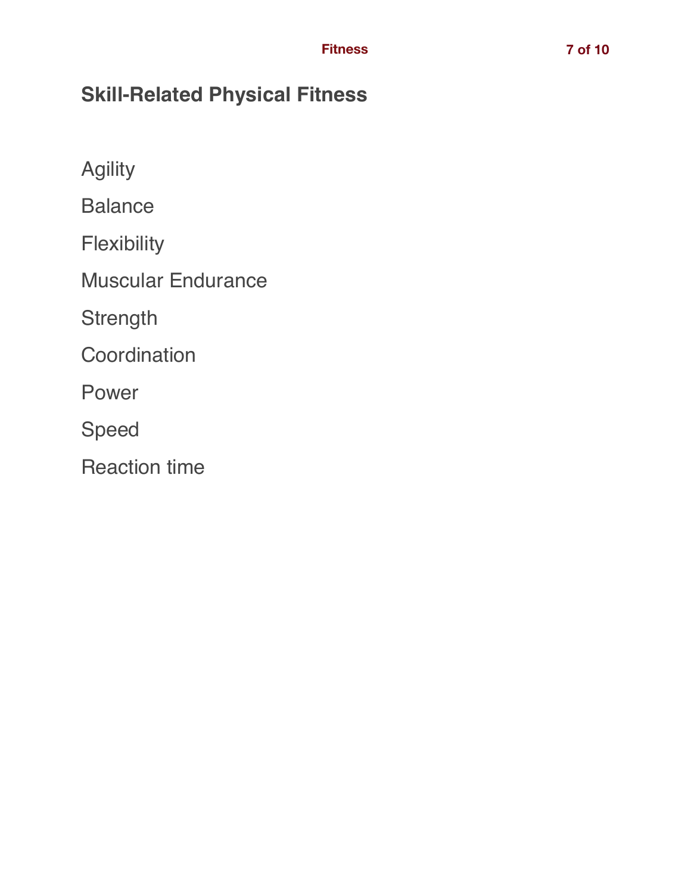## Skill-Related Physical Fitness

Agility

Balance

Flexibility

Muscular Endurance

Strength

Coordination

Power

Speed

Reaction time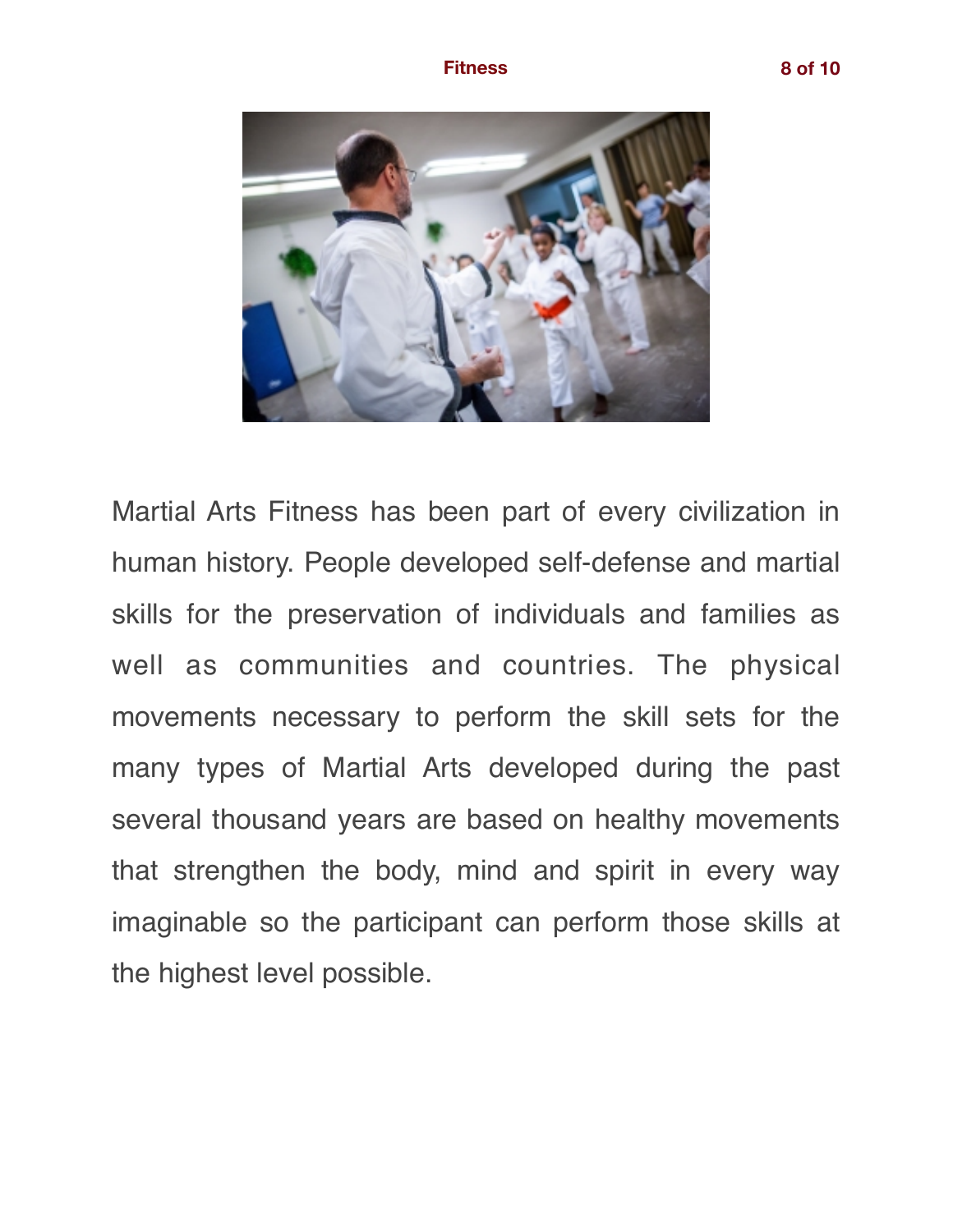Martial Arts Fitness has been part of every civilization in human history. People developed self-defense and martial skills for the preservation of individuals and families as well as communities and countries. The physical movements necessary to perform the skill sets for the many types of Martial Arts developed during the past several thousand years are based on healthy movements that strengthen the body, mind and spirit in every way imaginable so the participant can perform those skills at the highest level possible.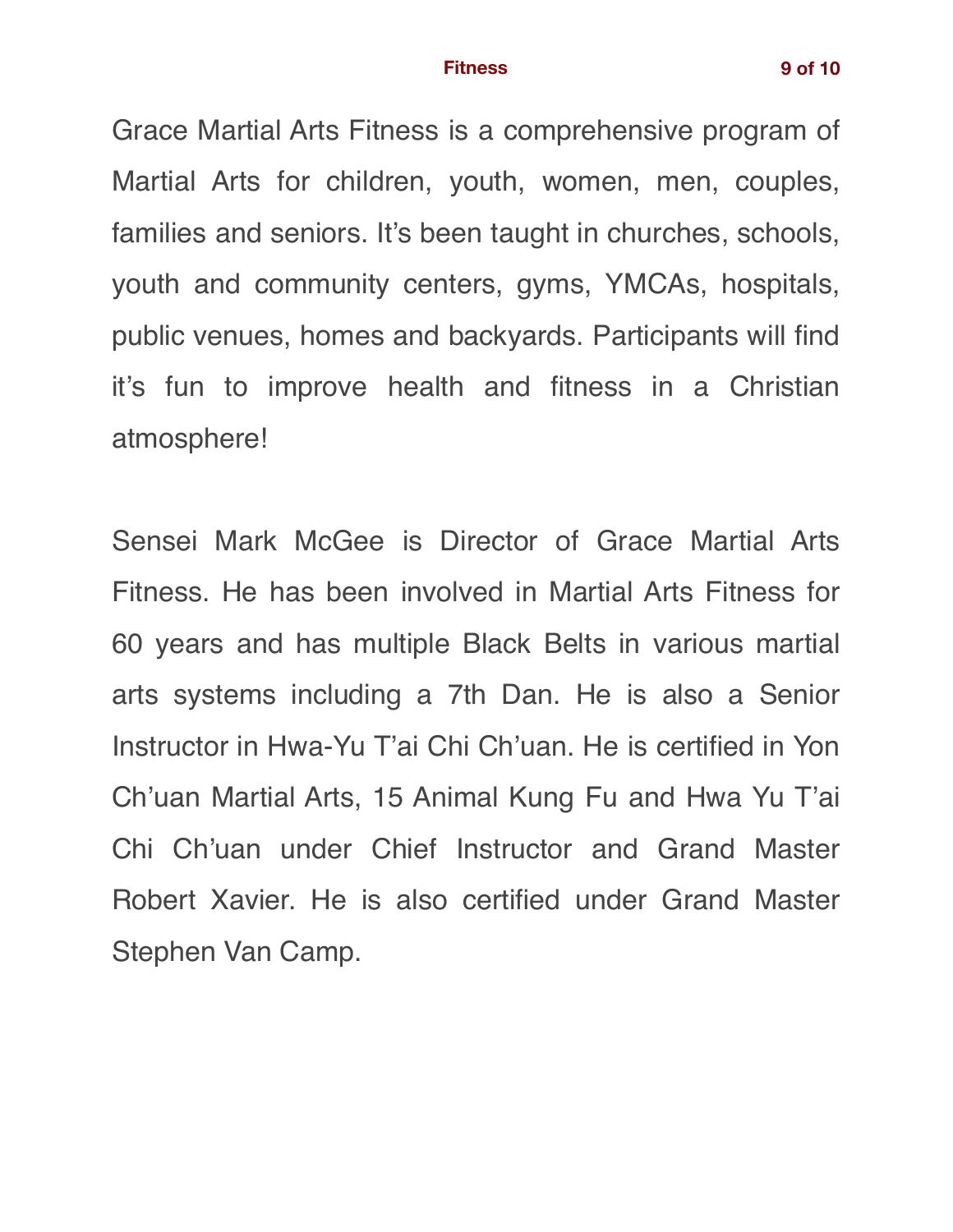Grace Martial Arts Fitness is a comprehensive program of Martial Arts for children, youth, women, men, couples, families and seniors. It's been taught in churches, schools, youth and community centers, gyms, YMCAs, hospitals, public venues, homes and backyards. Participants will find it's fun to improve health and fitness in a Christian atmosphere!

Sensei Mark McGee is Director of Grace Martial Arts Fitness. He has been involved in Martial Arts Fitness for 60 years and has multiple Black Belts in various martial arts systems including a 7th Dan. He is also a Senior Instructor in Hwa-Yu T'ai Chi Ch'uan. He is certified in Yon Ch'uan Martial Arts, 15 Animal Kung Fu and Hwa Yu T'ai Chi Ch'uan under Chief Instructor and Grand Master Robert Xavier. He is also certified under Grand Master Stephen Van Camp.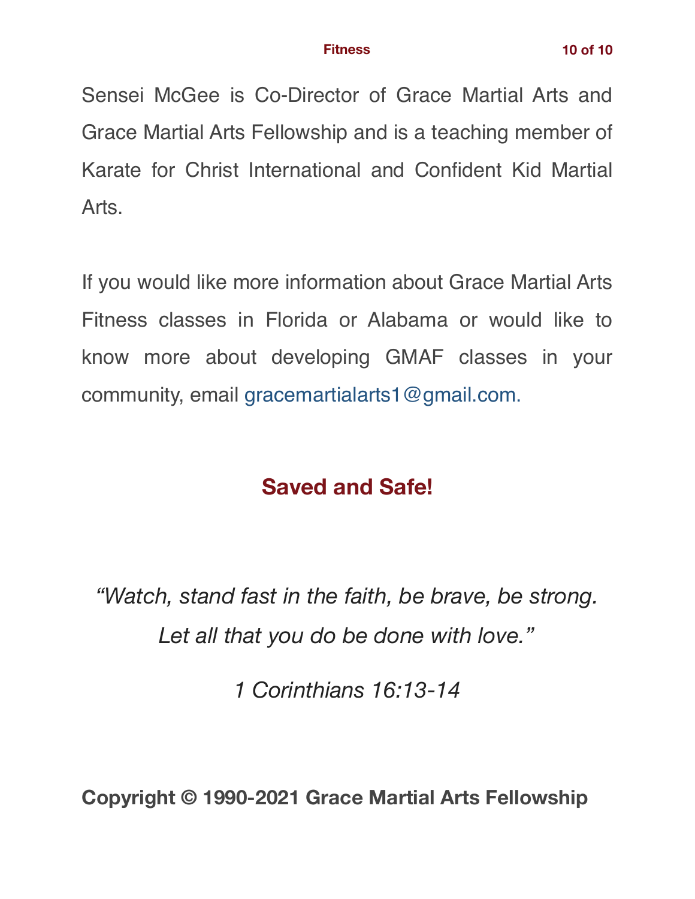Sensei McGee is Co-Director of Grace Martial Arts and Grace Martial Arts Fellowship and is a teaching member of Karate for Christ International and Confident Kid Martial Arts.

If you would like more information about Grace Martial Arts Fitness classes in Florida or Alabama or would like to know more about developing GMAF classes in your community, email gracemartialarts1@gmail.com.

## Saved and Safe!

*"Watch, stand fast in the faith, be brave, be strong. Let all that you do be done with love."*

*1 Corinthians 16:13-14*

**Copyright © 1990-2021 Grace Martial Arts Fellowship**